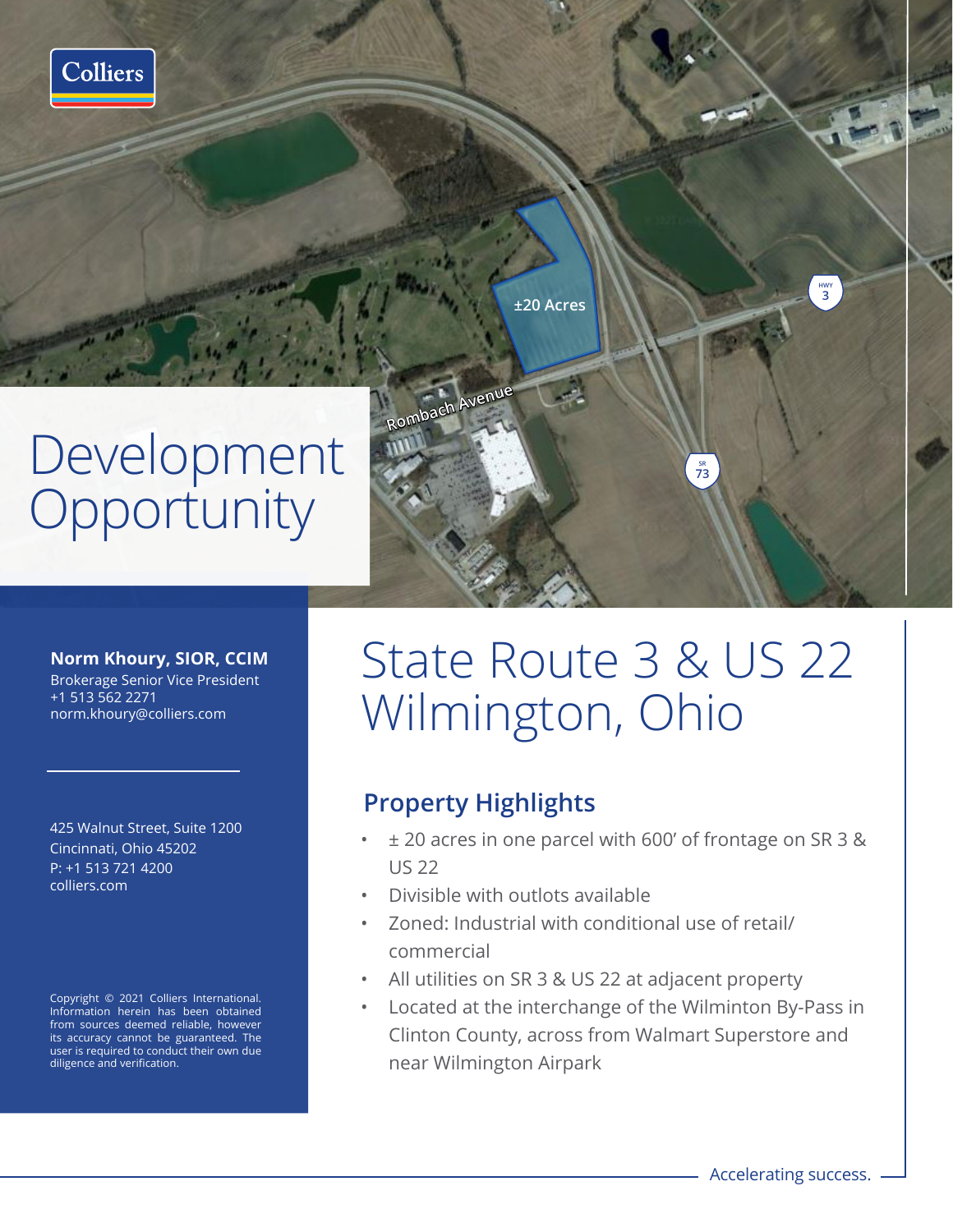Colliers

# Development Opportunity

±20 Acres

Rombach Avenue

HWY 3

SR 73

**Norm Khoury, SIOR, CCIM**
Brokerage Senior Vice President
+1 513 562 2271
norm.khoury@colliers.com

425 Walnut Street, Suite 1200
Cincinnati, Ohio 45202
P: +1 513 721 4200
colliers.com

Copyright © 2021 Colliers International. Information herein has been obtained from sources deemed reliable, however its accuracy cannot be guaranteed. The user is required to conduct their own due diligence and verification.

# State Route 3 & US 22 Wilmington, Ohio

## Property Highlights

- ± 20 acres in one parcel with 600' of frontage on SR 3 & US 22
- Divisible with outlots available
- Zoned: Industrial with conditional use of retail/ commercial
- All utilities on SR 3 & US 22 at adjacent property
- Located at the interchange of the Wilminton By-Pass in Clinton County, across from Walmart Superstore and near Wilmington Airpark

Accelerating success.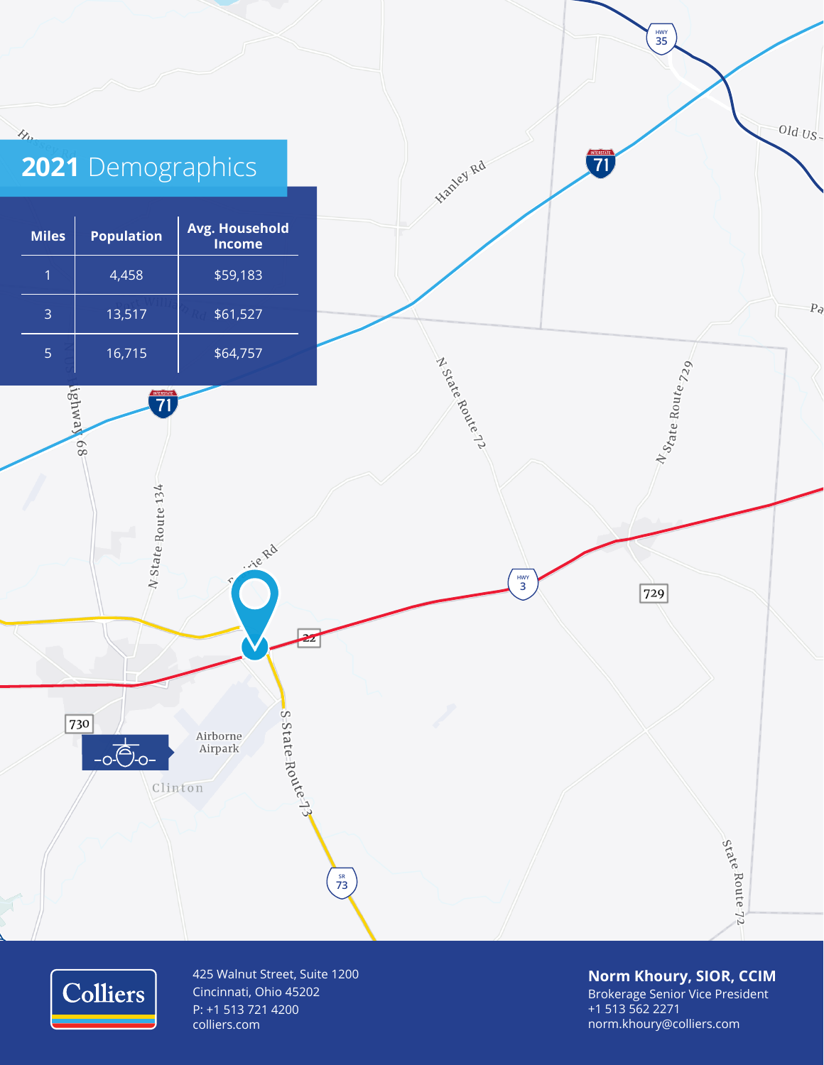## 2021 Demographics

| Miles | Population | Avg. Household Income |
|---|---|---|
| 1 | 4,458 | $59,183 |
| 3 | 13,517 | $61,527 |
| 5 | 16,715 | $64,757 |

Airborne Airpark

Clinton

Colliers

425 Walnut Street, Suite 1200
Cincinnati, Ohio 45202
P: +1 513 721 4200
colliers.com

**Norm Khoury, SIOR, CCIM**
Brokerage Senior Vice President
+1 513 562 2271
norm.khoury@colliers.com